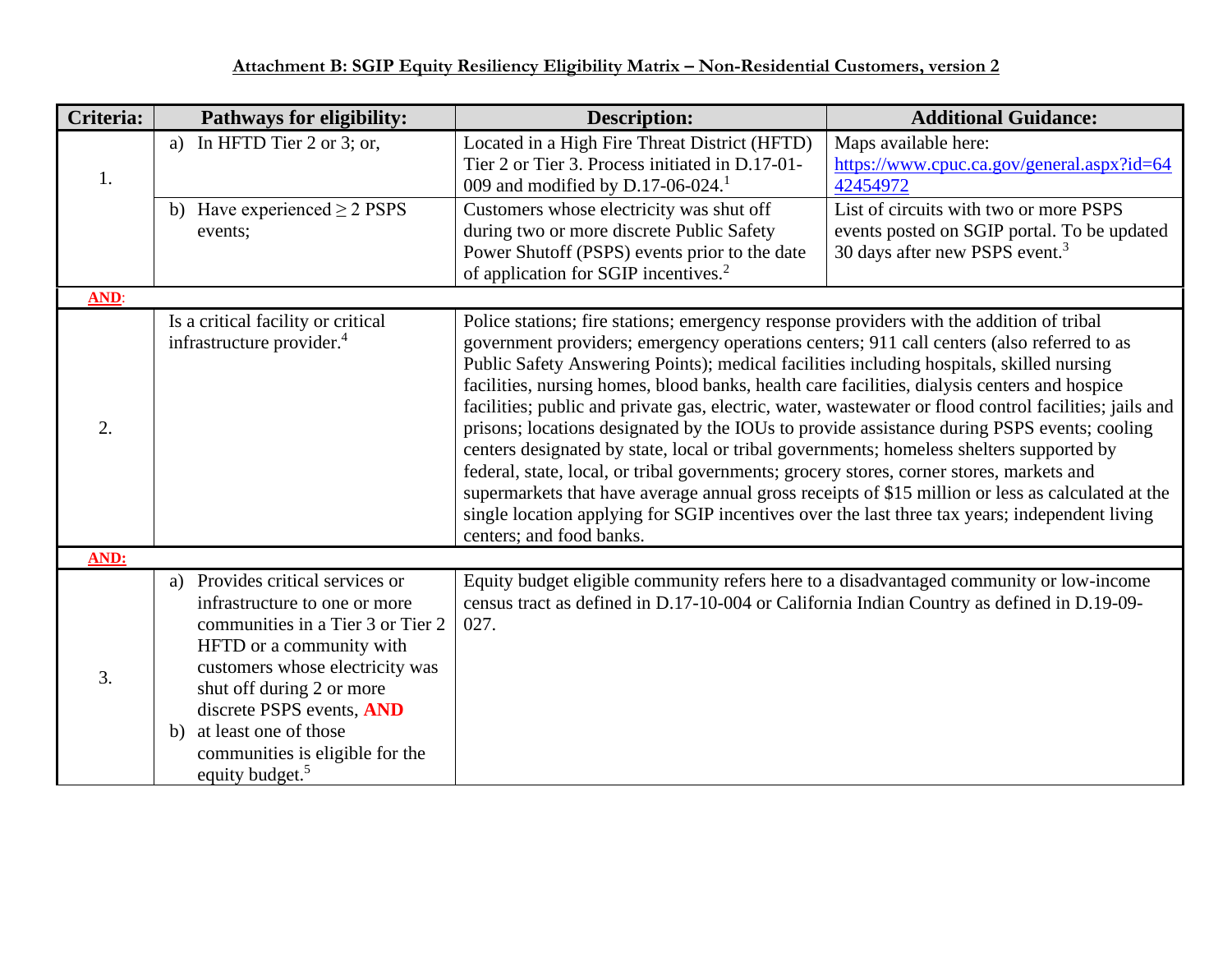**Attachment B: SGIP Equity Resiliency Eligibility Matrix – Non-Residential Customers, version 2**

| Criteria: | Pathways for eligibility: | Description: | Additional Guidance: |
|---|---|---|---|
| 1. | a) In HFTD Tier 2 or 3; or, | Located in a High Fire Threat District (HFTD) Tier 2 or Tier 3. Process initiated in D.17-01-009 and modified by D.17-06-024.[1] | Maps available here: https://www.cpuc.ca.gov/general.aspx?id=6442454972 |
| | b) Have experienced ≥ 2 PSPS events; | Customers whose electricity was shut off during two or more discrete Public Safety Power Shutoff (PSPS) events prior to the date of application for SGIP incentives.[2] | List of circuits with two or more PSPS events posted on SGIP portal. To be updated 30 days after new PSPS event.[3] |
| **AND**: | | | |
| 2. | Is a critical facility or critical infrastructure provider.[4] | Police stations; fire stations; emergency response providers with the addition of tribal government providers; emergency operations centers; 911 call centers (also referred to as Public Safety Answering Points); medical facilities including hospitals, skilled nursing facilities, nursing homes, blood banks, health care facilities, dialysis centers and hospice facilities; public and private gas, electric, water, wastewater or flood control facilities; jails and prisons; locations designated by the IOUs to provide assistance during PSPS events; cooling centers designated by state, local or tribal governments; homeless shelters supported by federal, state, local, or tribal governments; grocery stores, corner stores, markets and supermarkets that have average annual gross receipts of $15 million or less as calculated at the single location applying for SGIP incentives over the last three tax years; independent living centers; and food banks. | |
| **AND:** | | | |
| 3. | a) Provides critical services or infrastructure to one or more communities in a Tier 3 or Tier 2 HFTD or a community with customers whose electricity was shut off during 2 or more discrete PSPS events, **AND** b) at least one of those communities is eligible for the equity budget.[5] | Equity budget eligible community refers here to a disadvantaged community or low-income census tract as defined in D.17-10-004 or California Indian Country as defined in D.19-09-027. | |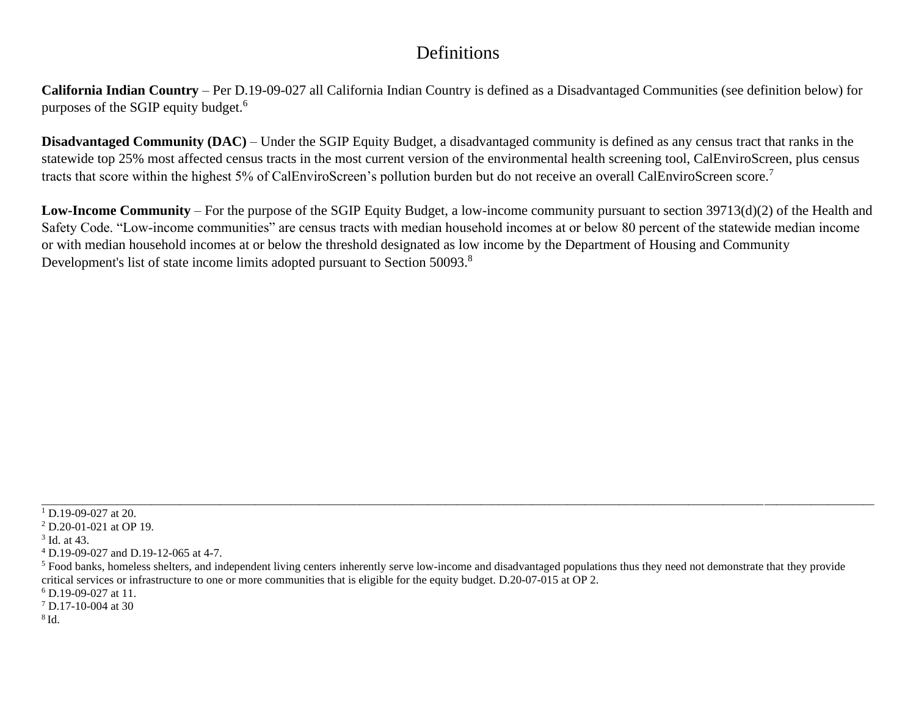# Definitions

**California Indian Country** – Per D.19-09-027 all California Indian Country is defined as a Disadvantaged Communities (see definition below) for purposes of the SGIP equity budget.[6]

**Disadvantaged Community (DAC)** – Under the SGIP Equity Budget, a disadvantaged community is defined as any census tract that ranks in the statewide top 25% most affected census tracts in the most current version of the environmental health screening tool, CalEnviroScreen, plus census tracts that score within the highest 5% of CalEnviroScreen's pollution burden but do not receive an overall CalEnviroScreen score.[7]

**Low-Income Community** – For the purpose of the SGIP Equity Budget, a low-income community pursuant to section 39713(d)(2) of the Health and Safety Code. "Low-income communities" are census tracts with median household incomes at or below 80 percent of the statewide median income or with median household incomes at or below the threshold designated as low income by the Department of Housing and Community Development's list of state income limits adopted pursuant to Section 50093.[8]

---

[1] D.19-09-027 at 20.
[2] D.20-01-021 at OP 19.
[3] Id. at 43.
[4] D.19-09-027 and D.19-12-065 at 4-7.
[5] Food banks, homeless shelters, and independent living centers inherently serve low-income and disadvantaged populations thus they need not demonstrate that they provide critical services or infrastructure to one or more communities that is eligible for the equity budget. D.20-07-015 at OP 2.
[6] D.19-09-027 at 11.
[7] D.17-10-004 at 30
[8] Id.